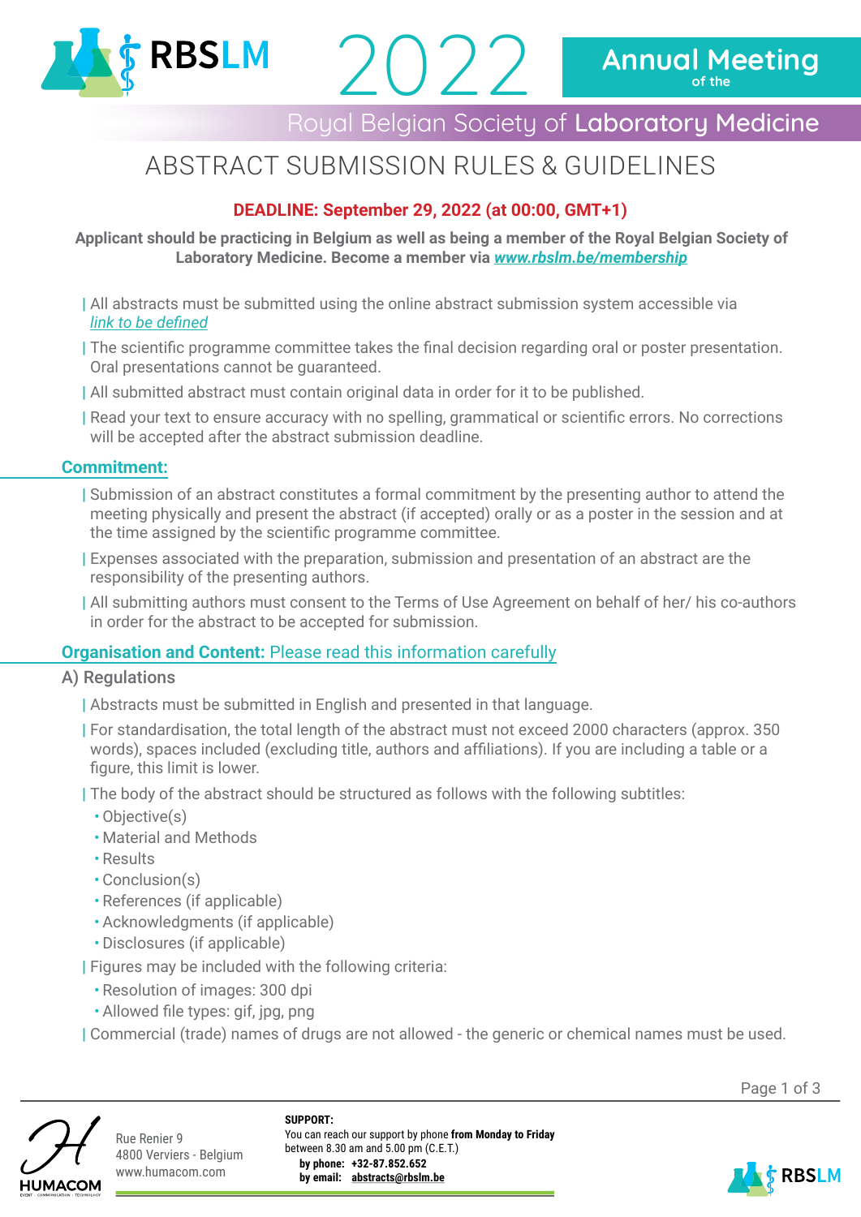# RBSLM 2022 Annual Meeting of the Royal Belgian Society of Laboratory Medicine

## ABSTRACT SUBMISSION RULES & GUIDELINES

**DEADLINE: September 29, 2022 (at 00:00, GMT+1)**

**Applicant should be practicing in Belgium as well as being a member of the Royal Belgian Society of Laboratory Medicine. Become a member via *www.rbslm.be/membership***

- All abstracts must be submitted using the online abstract submission system accessible via *link to be defined*
- The scientific programme committee takes the final decision regarding oral or poster presentation. Oral presentations cannot be guaranteed.
- All submitted abstract must contain original data in order for it to be published.
- Read your text to ensure accuracy with no spelling, grammatical or scientific errors. No corrections will be accepted after the abstract submission deadline.

### Commitment:

- Submission of an abstract constitutes a formal commitment by the presenting author to attend the meeting physically and present the abstract (if accepted) orally or as a poster in the session and at the time assigned by the scientific programme committee.
- Expenses associated with the preparation, submission and presentation of an abstract are the responsibility of the presenting authors.
- All submitting authors must consent to the Terms of Use Agreement on behalf of her/ his co-authors in order for the abstract to be accepted for submission.

### Organisation and Content: Please read this information carefully

#### A) Regulations

- Abstracts must be submitted in English and presented in that language.
- For standardisation, the total length of the abstract must not exceed 2000 characters (approx. 350 words), spaces included (excluding title, authors and affiliations). If you are including a table or a figure, this limit is lower.
- The body of the abstract should be structured as follows with the following subtitles:
  - Objective(s)
  - Material and Methods
  - Results
  - Conclusion(s)
  - References (if applicable)
  - Acknowledgments (if applicable)
  - Disclosures (if applicable)
- Figures may be included with the following criteria:
  - Resolution of images: 300 dpi
  - Allowed file types: gif, jpg, png
- Commercial (trade) names of drugs are not allowed - the generic or chemical names must be used.

HUMACOM
Rue Renier 9
4800 Verviers - Belgium
www.humacom.com

**SUPPORT:**
You can reach our support by phone **from Monday to Friday** between 8.30 am and 5.00 pm (C.E.T.)
**by phone: +32-87.852.652**
**by email: abstracts@rbslm.be**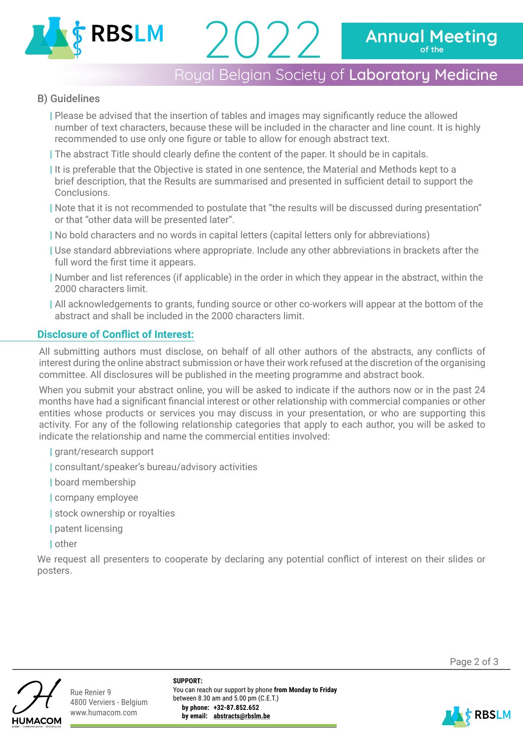B) Guidelines

- Please be advised that the insertion of tables and images may significantly reduce the allowed number of text characters, because these will be included in the character and line count. It is highly recommended to use only one figure or table to allow for enough abstract text.
- The abstract Title should clearly define the content of the paper. It should be in capitals.
- It is preferable that the Objective is stated in one sentence, the Material and Methods kept to a brief description, that the Results are summarised and presented in sufficient detail to support the Conclusions.
- Note that it is not recommended to postulate that "the results will be discussed during presentation" or that "other data will be presented later".
- No bold characters and no words in capital letters (capital letters only for abbreviations)
- Use standard abbreviations where appropriate. Include any other abbreviations in brackets after the full word the first time it appears.
- Number and list references (if applicable) in the order in which they appear in the abstract, within the 2000 characters limit.
- All acknowledgements to grants, funding source or other co-workers will appear at the bottom of the abstract and shall be included in the 2000 characters limit.

## Disclosure of Conflict of Interest:

All submitting authors must disclose, on behalf of all other authors of the abstracts, any conflicts of interest during the online abstract submission or have their work refused at the discretion of the organising committee. All disclosures will be published in the meeting programme and abstract book.

When you submit your abstract online, you will be asked to indicate if the authors now or in the past 24 months have had a significant financial interest or other relationship with commercial companies or other entities whose products or services you may discuss in your presentation, or who are supporting this activity. For any of the following relationship categories that apply to each author, you will be asked to indicate the relationship and name the commercial entities involved:

- grant/research support
- consultant/speaker's bureau/advisory activities
- board membership
- company employee
- stock ownership or royalties
- patent licensing
- other

We request all presenters to cooperate by declaring any potential conflict of interest on their slides or posters.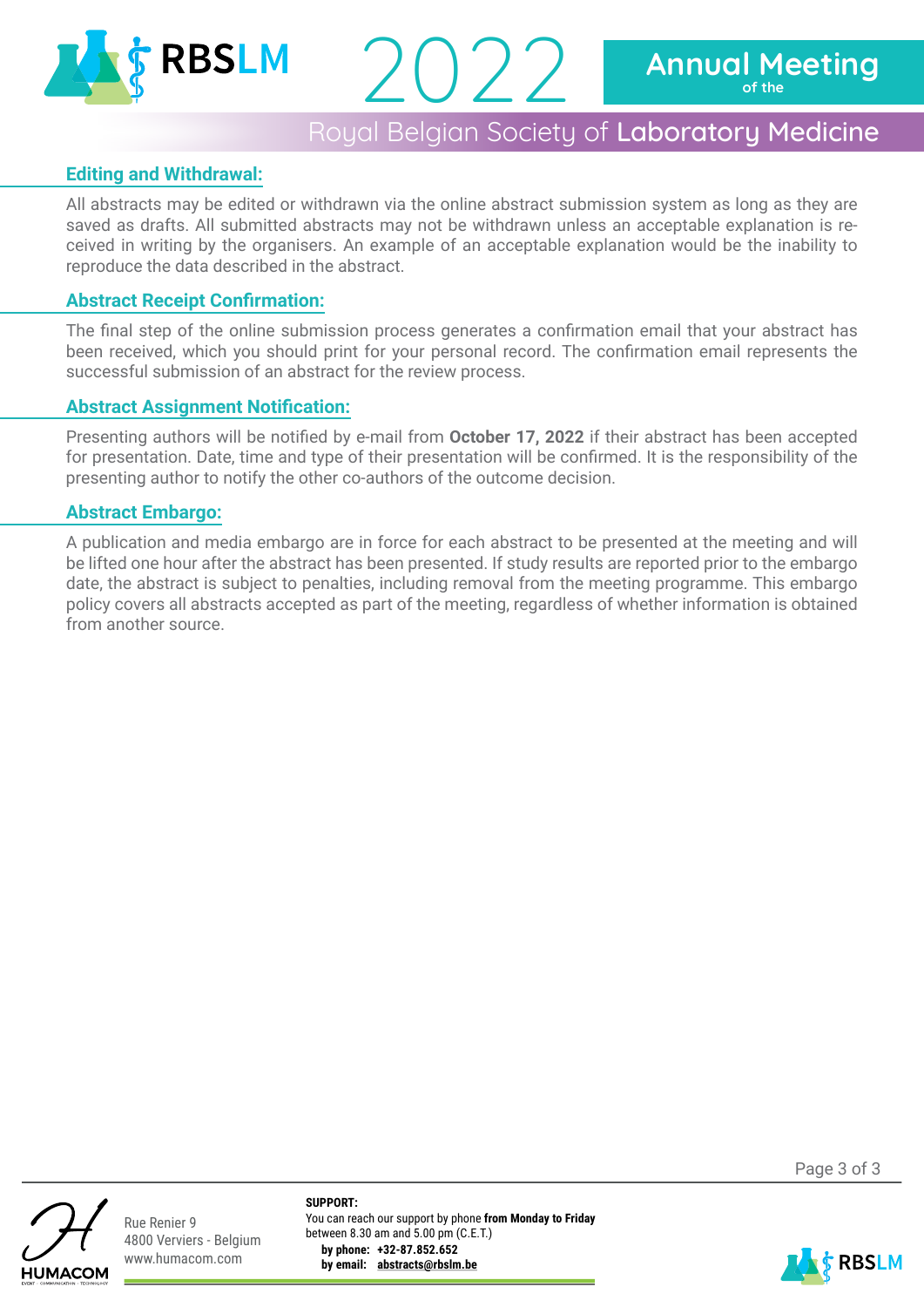## Editing and Withdrawal:

All abstracts may be edited or withdrawn via the online abstract submission system as long as they are saved as drafts. All submitted abstracts may not be withdrawn unless an acceptable explanation is received in writing by the organisers. An example of an acceptable explanation would be the inability to reproduce the data described in the abstract.

## Abstract Receipt Confirmation:

The final step of the online submission process generates a confirmation email that your abstract has been received, which you should print for your personal record. The confirmation email represents the successful submission of an abstract for the review process.

## Abstract Assignment Notification:

Presenting authors will be notified by e-mail from **October 17, 2022** if their abstract has been accepted for presentation. Date, time and type of their presentation will be confirmed. It is the responsibility of the presenting author to notify the other co-authors of the outcome decision.

## Abstract Embargo:

A publication and media embargo are in force for each abstract to be presented at the meeting and will be lifted one hour after the abstract has been presented. If study results are reported prior to the embargo date, the abstract is subject to penalties, including removal from the meeting programme. This embargo policy covers all abstracts accepted as part of the meeting, regardless of whether information is obtained from another source.

Rue Renier 9
4800 Verviers - Belgium
www.humacom.com

**SUPPORT:**
You can reach our support by phone **from Monday to Friday** between 8.30 am and 5.00 pm (C.E.T.)
**by phone: +32-87.852.652**
**by email: abstracts@rbslm.be**